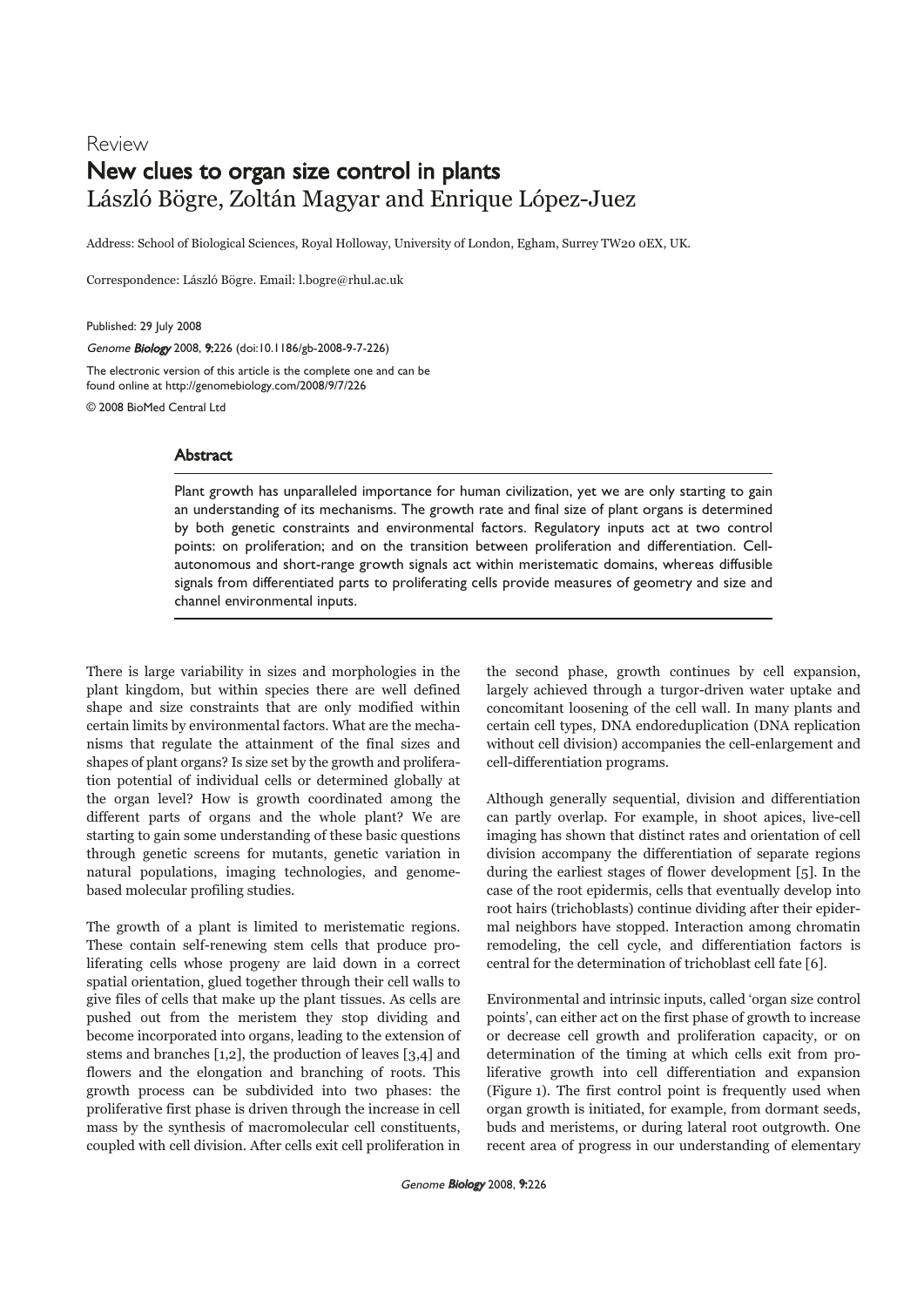Review

# New clues to organ size control in plants

László Bögre, Zoltán Magyar and Enrique López-Juez

Address: School of Biological Sciences, Royal Holloway, University of London, Egham, Surrey TW20 0EX, UK.

Correspondence: László Bögre. Email: l.bogre@rhul.ac.uk

Published: 29 July 2008

*Genome Biology* 2008, **9**:226 (doi:10.1186/gb-2008-9-7-226)

The electronic version of this article is the complete one and can be found online at http://genomebiology.com/2008/9/7/226

© 2008 BioMed Central Ltd

## Abstract

Plant growth has unparalleled importance for human civilization, yet we are only starting to gain an understanding of its mechanisms. The growth rate and final size of plant organs is determined by both genetic constraints and environmental factors. Regulatory inputs act at two control points: on proliferation; and on the transition between proliferation and differentiation. Cell-autonomous and short-range growth signals act within meristematic domains, whereas diffusible signals from differentiated parts to proliferating cells provide measures of geometry and size and channel environmental inputs.

There is large variability in sizes and morphologies in the plant kingdom, but within species there are well defined shape and size constraints that are only modified within certain limits by environmental factors. What are the mechanisms that regulate the attainment of the final sizes and shapes of plant organs? Is size set by the growth and proliferation potential of individual cells or determined globally at the organ level? How is growth coordinated among the different parts of organs and the whole plant? We are starting to gain some understanding of these basic questions through genetic screens for mutants, genetic variation in natural populations, imaging technologies, and genome-based molecular profiling studies.

The growth of a plant is limited to meristematic regions. These contain self-renewing stem cells that produce proliferating cells whose progeny are laid down in a correct spatial orientation, glued together through their cell walls to give files of cells that make up the plant tissues. As cells are pushed out from the meristem they stop dividing and become incorporated into organs, leading to the extension of stems and branches [1,2], the production of leaves [3,4] and flowers and the elongation and branching of roots. This growth process can be subdivided into two phases: the proliferative first phase is driven through the increase in cell mass by the synthesis of macromolecular cell constituents, coupled with cell division. After cells exit cell proliferation in the second phase, growth continues by cell expansion, largely achieved through a turgor-driven water uptake and concomitant loosening of the cell wall. In many plants and certain cell types, DNA endoreduplication (DNA replication without cell division) accompanies the cell-enlargement and cell-differentiation programs.

Although generally sequential, division and differentiation can partly overlap. For example, in shoot apices, live-cell imaging has shown that distinct rates and orientation of cell division accompany the differentiation of separate regions during the earliest stages of flower development [5]. In the case of the root epidermis, cells that eventually develop into root hairs (trichoblasts) continue dividing after their epidermal neighbors have stopped. Interaction among chromatin remodeling, the cell cycle, and differentiation factors is central for the determination of trichoblast cell fate [6].

Environmental and intrinsic inputs, called 'organ size control points', can either act on the first phase of growth to increase or decrease cell growth and proliferation capacity, or on determination of the timing at which cells exit from proliferative growth into cell differentiation and expansion (Figure 1). The first control point is frequently used when organ growth is initiated, for example, from dormant seeds, buds and meristems, or during lateral root outgrowth. One recent area of progress in our understanding of elementary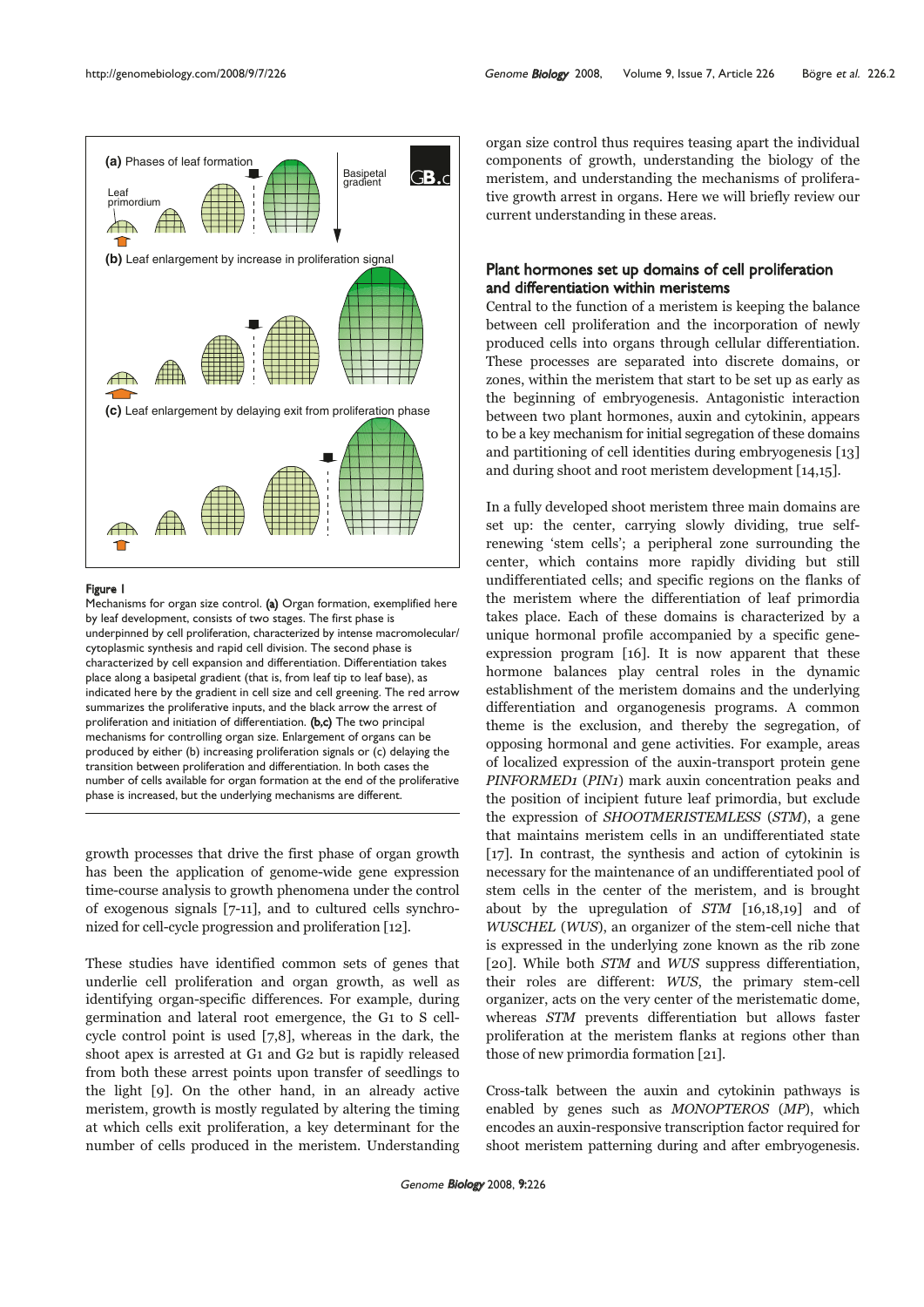Figure 1

Mechanisms for organ size control. **(a)** Organ formation, exemplified here by leaf development, consists of two stages. The first phase is underpinned by cell proliferation, characterized by intense macromolecular/cytoplasmic synthesis and rapid cell division. The second phase is characterized by cell expansion and differentiation. Differentiation takes place along a basipetal gradient (that is, from leaf tip to leaf base), as indicated here by the gradient in cell size and cell greening. The red arrow summarizes the proliferative inputs, and the black arrow the arrest of proliferation and initiation of differentiation. **(b,c)** The two principal mechanisms for controlling organ size. Enlargement of organs can be produced by either (b) increasing proliferation signals or (c) delaying the transition between proliferation and differentiation. In both cases the number of cells available for organ formation at the end of the proliferative phase is increased, but the underlying mechanisms are different.

growth processes that drive the first phase of organ growth has been the application of genome-wide gene expression time-course analysis to growth phenomena under the control of exogenous signals [7-11], and to cultured cells synchronized for cell-cycle progression and proliferation [12].

These studies have identified common sets of genes that underlie cell proliferation and organ growth, as well as identifying organ-specific differences. For example, during germination and lateral root emergence, the G1 to S cell-cycle control point is used [7,8], whereas in the dark, the shoot apex is arrested at G1 and G2 but is rapidly released from both these arrest points upon transfer of seedlings to the light [9]. On the other hand, in an already active meristem, growth is mostly regulated by altering the timing at which cells exit proliferation, a key determinant for the number of cells produced in the meristem. Understanding organ size control thus requires teasing apart the individual components of growth, understanding the biology of the meristem, and understanding the mechanisms of proliferative growth arrest in organs. Here we will briefly review our current understanding in these areas.

## Plant hormones set up domains of cell proliferation and differentiation within meristems

Central to the function of a meristem is keeping the balance between cell proliferation and the incorporation of newly produced cells into organs through cellular differentiation. These processes are separated into discrete domains, or zones, within the meristem that start to be set up as early as the beginning of embryogenesis. Antagonistic interaction between two plant hormones, auxin and cytokinin, appears to be a key mechanism for initial segregation of these domains and partitioning of cell identities during embryogenesis [13] and during shoot and root meristem development [14,15].

In a fully developed shoot meristem three main domains are set up: the center, carrying slowly dividing, true self-renewing 'stem cells'; a peripheral zone surrounding the center, which contains more rapidly dividing but still undifferentiated cells; and specific regions on the flanks of the meristem where the differentiation of leaf primordia takes place. Each of these domains is characterized by a unique hormonal profile accompanied by a specific gene-expression program [16]. It is now apparent that these hormone balances play central roles in the dynamic establishment of the meristem domains and the underlying differentiation and organogenesis programs. A common theme is the exclusion, and thereby the segregation, of opposing hormonal and gene activities. For example, areas of localized expression of the auxin-transport protein gene *PINFORMED1* (*PIN1*) mark auxin concentration peaks and the position of incipient future leaf primordia, but exclude the expression of *SHOOTMERISTEMLESS* (*STM*), a gene that maintains meristem cells in an undifferentiated state [17]. In contrast, the synthesis and action of cytokinin is necessary for the maintenance of an undifferentiated pool of stem cells in the center of the meristem, and is brought about by the upregulation of *STM* [16,18,19] and of *WUSCHEL* (*WUS*), an organizer of the stem-cell niche that is expressed in the underlying zone known as the rib zone [20]. While both *STM* and *WUS* suppress differentiation, their roles are different: *WUS*, the primary stem-cell organizer, acts on the very center of the meristematic dome, whereas *STM* prevents differentiation but allows faster proliferation at the meristem flanks at regions other than those of new primordia formation [21].

Cross-talk between the auxin and cytokinin pathways is enabled by genes such as *MONOPTEROS* (*MP*), which encodes an auxin-responsive transcription factor required for shoot meristem patterning during and after embryogenesis.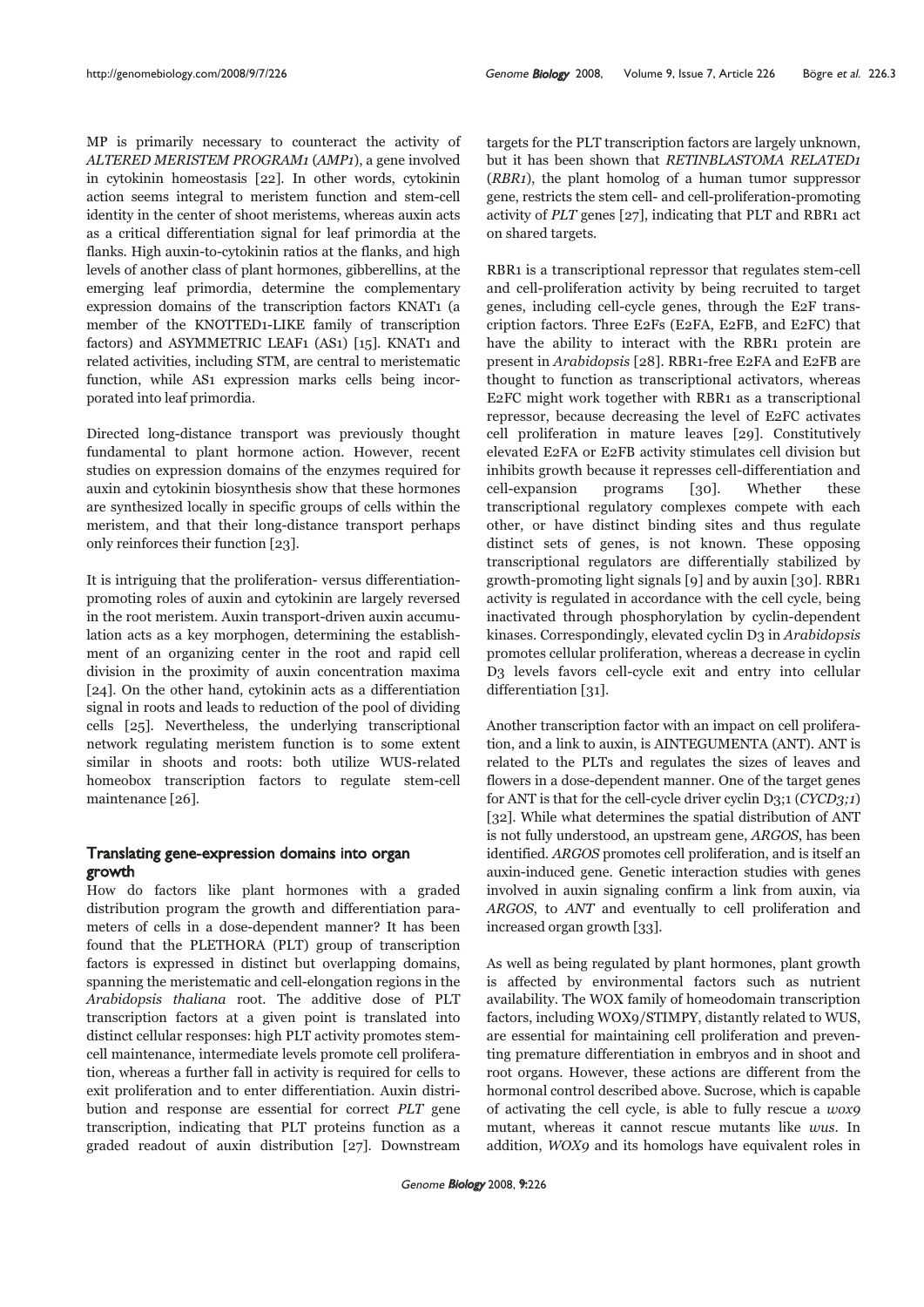MP is primarily necessary to counteract the activity of *ALTERED MERISTEM PROGRAM1* (*AMP1*), a gene involved in cytokinin homeostasis [22]. In other words, cytokinin action seems integral to meristem function and stem-cell identity in the center of shoot meristems, whereas auxin acts as a critical differentiation signal for leaf primordia at the flanks. High auxin-to-cytokinin ratios at the flanks, and high levels of another class of plant hormones, gibberellins, at the emerging leaf primordia, determine the complementary expression domains of the transcription factors KNAT1 (a member of the KNOTTED1-LIKE family of transcription factors) and ASYMMETRIC LEAF1 (AS1) [15]. KNAT1 and related activities, including STM, are central to meristematic function, while AS1 expression marks cells being incorporated into leaf primordia.

Directed long-distance transport was previously thought fundamental to plant hormone action. However, recent studies on expression domains of the enzymes required for auxin and cytokinin biosynthesis show that these hormones are synthesized locally in specific groups of cells within the meristem, and that their long-distance transport perhaps only reinforces their function [23].

It is intriguing that the proliferation- versus differentiation-promoting roles of auxin and cytokinin are largely reversed in the root meristem. Auxin transport-driven auxin accumulation acts as a key morphogen, determining the establishment of an organizing center in the root and rapid cell division in the proximity of auxin concentration maxima [24]. On the other hand, cytokinin acts as a differentiation signal in roots and leads to reduction of the pool of dividing cells [25]. Nevertheless, the underlying transcriptional network regulating meristem function is to some extent similar in shoots and roots: both utilize WUS-related homeobox transcription factors to regulate stem-cell maintenance [26].

## Translating gene-expression domains into organ growth

How do factors like plant hormones with a graded distribution program the growth and differentiation parameters of cells in a dose-dependent manner? It has been found that the PLETHORA (PLT) group of transcription factors is expressed in distinct but overlapping domains, spanning the meristematic and cell-elongation regions in the *Arabidopsis thaliana* root. The additive dose of PLT transcription factors at a given point is translated into distinct cellular responses: high PLT activity promotes stem-cell maintenance, intermediate levels promote cell proliferation, whereas a further fall in activity is required for cells to exit proliferation and to enter differentiation. Auxin distribution and response are essential for correct *PLT* gene transcription, indicating that PLT proteins function as a graded readout of auxin distribution [27]. Downstream targets for the PLT transcription factors are largely unknown, but it has been shown that *RETINBLASTOMA RELATED1* (*RBR1*), the plant homolog of a human tumor suppressor gene, restricts the stem cell- and cell-proliferation-promoting activity of *PLT* genes [27], indicating that PLT and RBR1 act on shared targets.

RBR1 is a transcriptional repressor that regulates stem-cell and cell-proliferation activity by being recruited to target genes, including cell-cycle genes, through the E2F transcription factors. Three E2Fs (E2FA, E2FB, and E2FC) that have the ability to interact with the RBR1 protein are present in *Arabidopsis* [28]. RBR1-free E2FA and E2FB are thought to function as transcriptional activators, whereas E2FC might work together with RBR1 as a transcriptional repressor, because decreasing the level of E2FC activates cell proliferation in mature leaves [29]. Constitutively elevated E2FA or E2FB activity stimulates cell division but inhibits growth because it represses cell-differentiation and cell-expansion programs [30]. Whether these transcriptional regulatory complexes compete with each other, or have distinct binding sites and thus regulate distinct sets of genes, is not known. These opposing transcriptional regulators are differentially stabilized by growth-promoting light signals [9] and by auxin [30]. RBR1 activity is regulated in accordance with the cell cycle, being inactivated through phosphorylation by cyclin-dependent kinases. Correspondingly, elevated cyclin D3 in *Arabidopsis* promotes cellular proliferation, whereas a decrease in cyclin D3 levels favors cell-cycle exit and entry into cellular differentiation [31].

Another transcription factor with an impact on cell proliferation, and a link to auxin, is AINTEGUMENTA (ANT). ANT is related to the PLTs and regulates the sizes of leaves and flowers in a dose-dependent manner. One of the target genes for ANT is that for the cell-cycle driver cyclin D3;1 (*CYCD3;1*) [32]. While what determines the spatial distribution of ANT is not fully understood, an upstream gene, *ARGOS*, has been identified. *ARGOS* promotes cell proliferation, and is itself an auxin-induced gene. Genetic interaction studies with genes involved in auxin signaling confirm a link from auxin, via *ARGOS*, to *ANT* and eventually to cell proliferation and increased organ growth [33].

As well as being regulated by plant hormones, plant growth is affected by environmental factors such as nutrient availability. The WOX family of homeodomain transcription factors, including WOX9/STIMPY, distantly related to WUS, are essential for maintaining cell proliferation and preventing premature differentiation in embryos and in shoot and root organs. However, these actions are different from the hormonal control described above. Sucrose, which is capable of activating the cell cycle, is able to fully rescue a *wox9* mutant, whereas it cannot rescue mutants like *wus*. In addition, *WOX9* and its homologs have equivalent roles in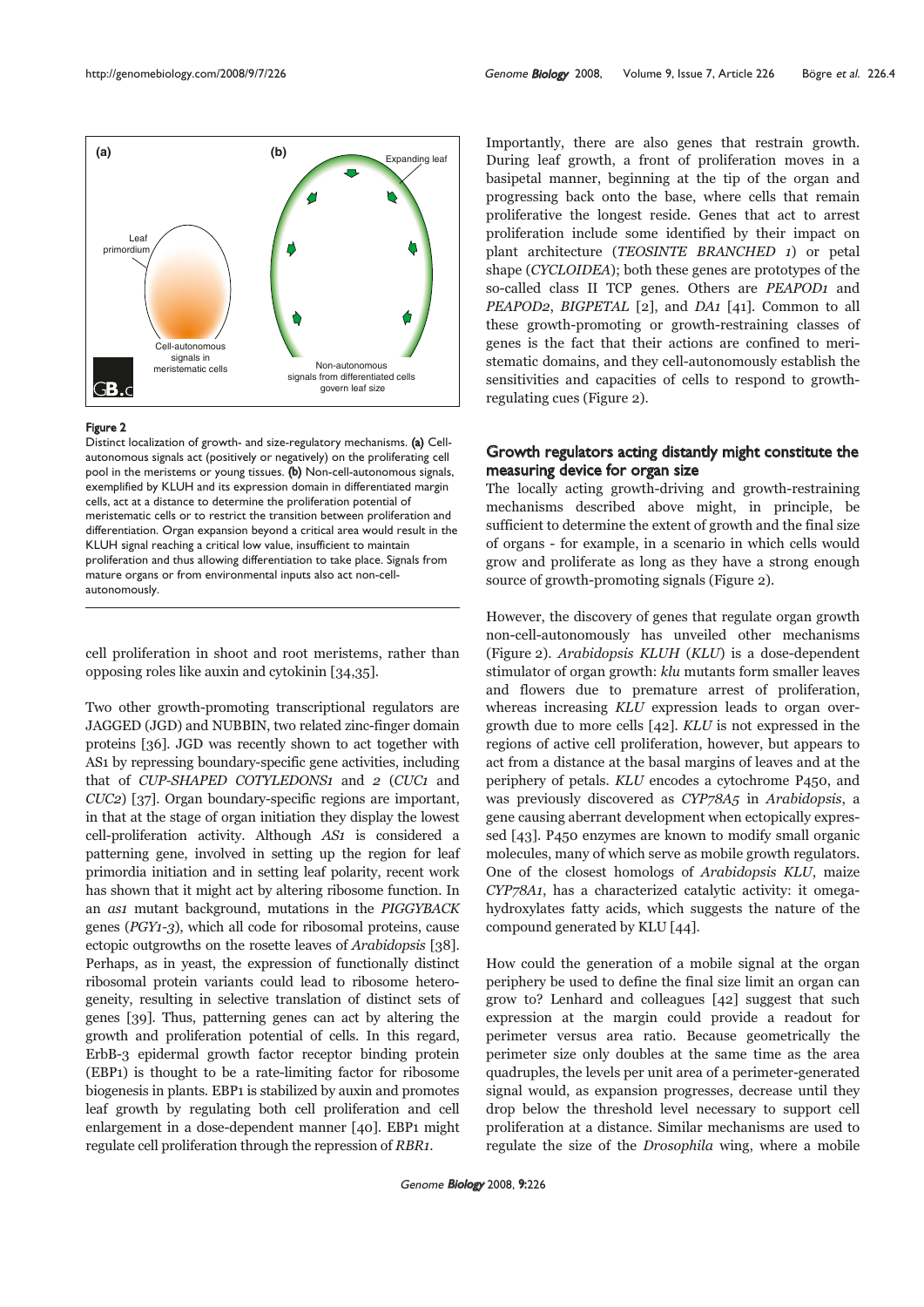Figure 2

Distinct localization of growth- and size-regulatory mechanisms. **(a)** Cell-autonomous signals act (positively or negatively) on the proliferating cell pool in the meristems or young tissues. **(b)** Non-cell-autonomous signals, exemplified by KLUH and its expression domain in differentiated margin cells, act at a distance to determine the proliferation potential of meristematic cells or to restrict the transition between proliferation and differentiation. Organ expansion beyond a critical area would result in the KLUH signal reaching a critical low value, insufficient to maintain proliferation and thus allowing differentiation to take place. Signals from mature organs or from environmental inputs also act non-cell-autonomously.

cell proliferation in shoot and root meristems, rather than opposing roles like auxin and cytokinin [34,35].

Two other growth-promoting transcriptional regulators are JAGGED (JGD) and NUBBIN, two related zinc-finger domain proteins [36]. JGD was recently shown to act together with AS1 by repressing boundary-specific gene activities, including that of *CUP-SHAPED COTYLEDONS1* and *2* (*CUC1* and *CUC2*) [37]. Organ boundary-specific regions are important, in that at the stage of organ initiation they display the lowest cell-proliferation activity. Although *AS1* is considered a patterning gene, involved in setting up the region for leaf primordia initiation and in setting leaf polarity, recent work has shown that it might act by altering ribosome function. In an *as1* mutant background, mutations in the *PIGGYBACK* genes (*PGY1-3*), which all code for ribosomal proteins, cause ectopic outgrowths on the rosette leaves of *Arabidopsis* [38]. Perhaps, as in yeast, the expression of functionally distinct ribosomal protein variants could lead to ribosome heterogeneity, resulting in selective translation of distinct sets of genes [39]. Thus, patterning genes can act by altering the growth and proliferation potential of cells. In this regard, ErbB-3 epidermal growth factor receptor binding protein (EBP1) is thought to be a rate-limiting factor for ribosome biogenesis in plants. EBP1 is stabilized by auxin and promotes leaf growth by regulating both cell proliferation and cell enlargement in a dose-dependent manner [40]. EBP1 might regulate cell proliferation through the repression of *RBR1*.

Importantly, there are also genes that restrain growth. During leaf growth, a front of proliferation moves in a basipetal manner, beginning at the tip of the organ and progressing back onto the base, where cells that remain proliferative the longest reside. Genes that act to arrest proliferation include some identified by their impact on plant architecture (*TEOSINTE BRANCHED 1*) or petal shape (*CYCLOIDEA*); both these genes are prototypes of the so-called class II TCP genes. Others are *PEAPOD1* and *PEAPOD2*, *BIGPETAL* [2], and *DA1* [41]. Common to all these growth-promoting or growth-restraining classes of genes is the fact that their actions are confined to meristematic domains, and they cell-autonomously establish the sensitivities and capacities of cells to respond to growth-regulating cues (Figure 2).

## Growth regulators acting distantly might constitute the measuring device for organ size

The locally acting growth-driving and growth-restraining mechanisms described above might, in principle, be sufficient to determine the extent of growth and the final size of organs - for example, in a scenario in which cells would grow and proliferate as long as they have a strong enough source of growth-promoting signals (Figure 2).

However, the discovery of genes that regulate organ growth non-cell-autonomously has unveiled other mechanisms (Figure 2). *Arabidopsis KLUH* (*KLU*) is a dose-dependent stimulator of organ growth: *klu* mutants form smaller leaves and flowers due to premature arrest of proliferation, whereas increasing *KLU* expression leads to organ overgrowth due to more cells [42]. *KLU* is not expressed in the regions of active cell proliferation, however, but appears to act from a distance at the basal margins of leaves and at the periphery of petals. *KLU* encodes a cytochrome P450, and was previously discovered as *CYP78A5* in *Arabidopsis*, a gene causing aberrant development when ectopically expressed [43]. P450 enzymes are known to modify small organic molecules, many of which serve as mobile growth regulators. One of the closest homologs of *Arabidopsis KLU*, maize *CYP78A1*, has a characterized catalytic activity: it omega-hydroxylates fatty acids, which suggests the nature of the compound generated by KLU [44].

How could the generation of a mobile signal at the organ periphery be used to define the final size limit an organ can grow to? Lenhard and colleagues [42] suggest that such expression at the margin could provide a readout for perimeter versus area ratio. Because geometrically the perimeter size only doubles at the same time as the area quadruples, the levels per unit area of a perimeter-generated signal would, as expansion progresses, decrease until they drop below the threshold level necessary to support cell proliferation at a distance. Similar mechanisms are used to regulate the size of the *Drosophila* wing, where a mobile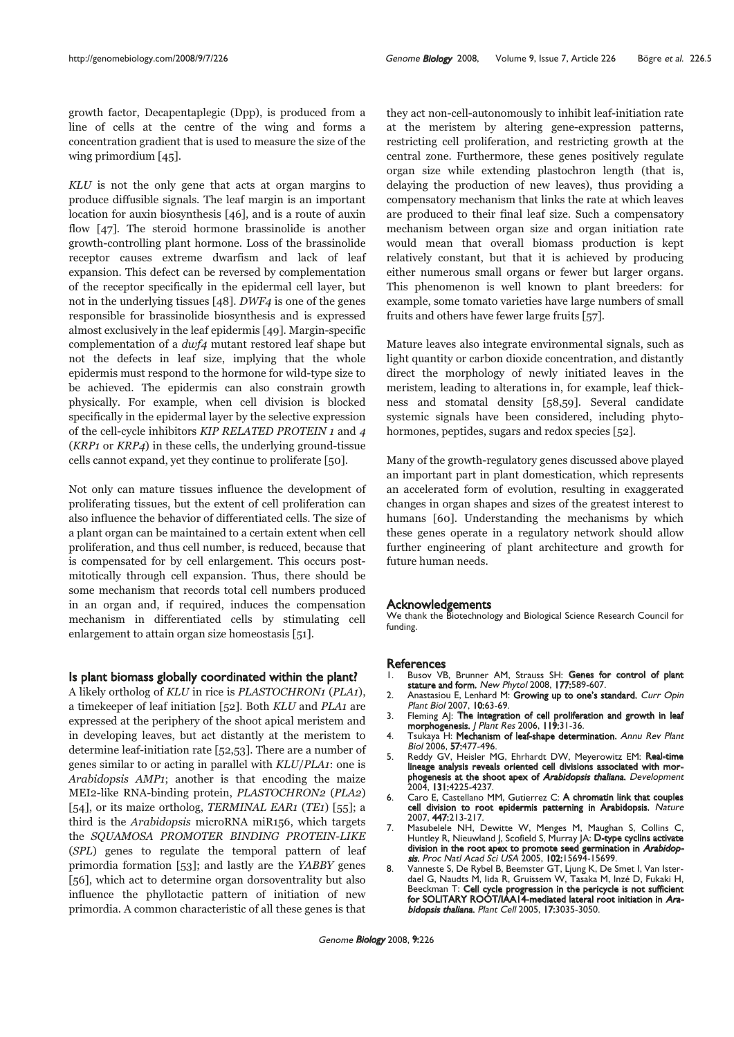growth factor, Decapentaplegic (Dpp), is produced from a line of cells at the centre of the wing and forms a concentration gradient that is used to measure the size of the wing primordium [45].

*KLU* is not the only gene that acts at organ margins to produce diffusible signals. The leaf margin is an important location for auxin biosynthesis [46], and is a route of auxin flow [47]. The steroid hormone brassinolide is another growth-controlling plant hormone. Loss of the brassinolide receptor causes extreme dwarfism and lack of leaf expansion. This defect can be reversed by complementation of the receptor specifically in the epidermal cell layer, but not in the underlying tissues [48]. *DWF4* is one of the genes responsible for brassinolide biosynthesis and is expressed almost exclusively in the leaf epidermis [49]. Margin-specific complementation of a *dwf4* mutant restored leaf shape but not the defects in leaf size, implying that the whole epidermis must respond to the hormone for wild-type size to be achieved. The epidermis can also constrain growth physically. For example, when cell division is blocked specifically in the epidermal layer by the selective expression of the cell-cycle inhibitors *KIP RELATED PROTEIN 1* and *4* (*KRP1* or *KRP4*) in these cells, the underlying ground-tissue cells cannot expand, yet they continue to proliferate [50].

Not only can mature tissues influence the development of proliferating tissues, but the extent of cell proliferation can also influence the behavior of differentiated cells. The size of a plant organ can be maintained to a certain extent when cell proliferation, and thus cell number, is reduced, because that is compensated for by cell enlargement. This occurs post-mitotically through cell expansion. Thus, there should be some mechanism that records total cell numbers produced in an organ and, if required, induces the compensation mechanism in differentiated cells by stimulating cell enlargement to attain organ size homeostasis [51].

## Is plant biomass globally coordinated within the plant?

A likely ortholog of *KLU* in rice is *PLASTOCHRON1* (*PLA1*), a timekeeper of leaf initiation [52]. Both *KLU* and *PLA1* are expressed at the periphery of the shoot apical meristem and in developing leaves, but act distantly at the meristem to determine leaf-initiation rate [52,53]. There are a number of genes similar to or acting in parallel with *KLU*/*PLA1*: one is *Arabidopsis AMP1*; another is that encoding the maize MEI2-like RNA-binding protein, *PLASTOCHRON2* (*PLA2*) [54], or its maize ortholog, *TERMINAL EAR1* (*TE1*) [55]; a third is the *Arabidopsis* microRNA miR156, which targets the *SQUAMOSA PROMOTER BINDING PROTEIN-LIKE* (*SPL*) genes to regulate the temporal pattern of leaf primordia formation [53]; and lastly are the *YABBY* genes [56], which act to determine organ dorsoventrality but also influence the phyllotactic pattern of initiation of new primordia. A common characteristic of all these genes is that they act non-cell-autonomously to inhibit leaf-initiation rate at the meristem by altering gene-expression patterns, restricting cell proliferation, and restricting growth at the central zone. Furthermore, these genes positively regulate organ size while extending plastochron length (that is, delaying the production of new leaves), thus providing a compensatory mechanism that links the rate at which leaves are produced to their final leaf size. Such a compensatory mechanism between organ size and organ initiation rate would mean that overall biomass production is kept relatively constant, but that it is achieved by producing either numerous small organs or fewer but larger organs. This phenomenon is well known to plant breeders: for example, some tomato varieties have large numbers of small fruits and others have fewer large fruits [57].

Mature leaves also integrate environmental signals, such as light quantity or carbon dioxide concentration, and distantly direct the morphology of newly initiated leaves in the meristem, leading to alterations in, for example, leaf thickness and stomatal density [58,59]. Several candidate systemic signals have been considered, including phytohormones, peptides, sugars and redox species [52].

Many of the growth-regulatory genes discussed above played an important part in plant domestication, which represents an accelerated form of evolution, resulting in exaggerated changes in organ shapes and sizes of the greatest interest to humans [60]. Understanding the mechanisms by which these genes operate in a regulatory network should allow further engineering of plant architecture and growth for future human needs.

## Acknowledgements

We thank the Biotechnology and Biological Science Research Council for funding.

## References

1. Busov VB, Brunner AM, Strauss SH: **Genes for control of plant stature and form.** *New Phytol* 2008, **177:**589-607.
2. Anastasiou E, Lenhard M: **Growing up to one's standard.** *Curr Opin Plant Biol* 2007, **10:**63-69.
3. Fleming AJ: **The integration of cell proliferation and growth in leaf morphogenesis.** *J Plant Res* 2006, **119:**31-36.
4. Tsukaya H: **Mechanism of leaf-shape determination.** *Annu Rev Plant Biol* 2006, **57:**477-496.
5. Reddy GV, Heisler MG, Ehrhardt DW, Meyerowitz EM: **Real-time lineage analysis reveals oriented cell divisions associated with morphogenesis at the shoot apex of *Arabidopsis thaliana*.** *Development* 2004, **131:**4225-4237.
6. Caro E, Castellano MM, Gutierrez C: **A chromatin link that couples cell division to root epidermis patterning in Arabidopsis.** *Nature* 2007, **447:**213-217.
7. Masubelele NH, Dewitte W, Menges M, Maughan S, Collins C, Huntley R, Nieuwland J, Scofield S, Murray JA: **D-type cyclins activate division in the root apex to promote seed germination in *Arabidopsis*.** *Proc Natl Acad Sci USA* 2005, **102:**15694-15699.
8. Vanneste S, De Rybel B, Beemster GT, Ljung K, De Smet I, Van Isterdael G, Naudts M, Iida R, Gruissem W, Tasaka M, Inzé D, Fukaki H, Beeckman T: **Cell cycle progression in the pericycle is not sufficient for SOLITARY ROOT/IAA14-mediated lateral root initiation in *Arabidopsis thaliana*.** *Plant Cell* 2005, **17:**3035-3050.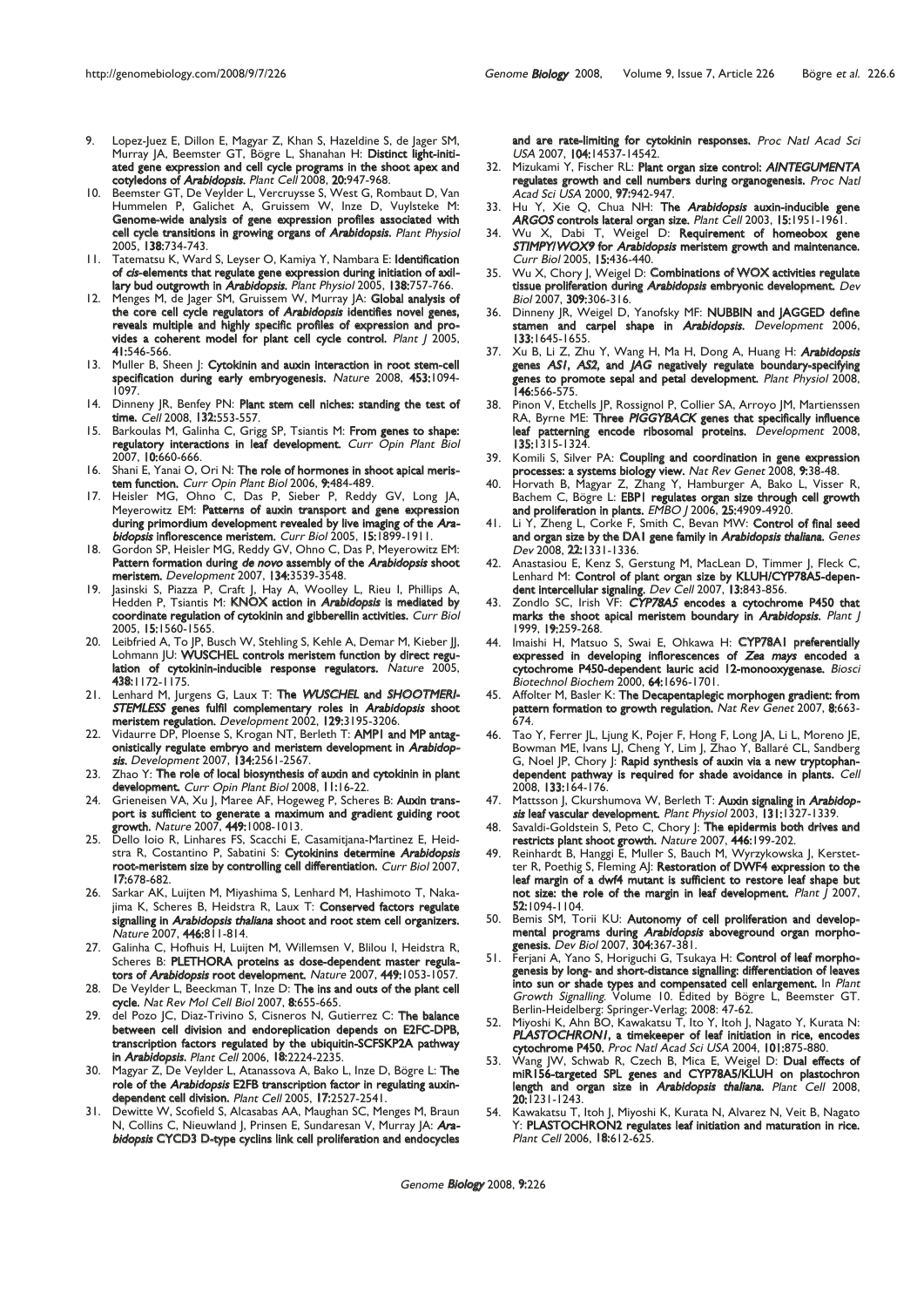9. Lopez-Juez E, Dillon E, Magyar Z, Khan S, Hazeldine S, de Jager SM, Murray JA, Beemster GT, Bögre L, Shanahan H: **Distinct light-initiated gene expression and cell cycle programs in the shoot apex and cotyledons of *Arabidopsis*.** *Plant Cell* 2008, **20:**947-968.
10. Beemster GT, De Veylder L, Vercruysse S, West G, Rombaut D, Van Hummelen P, Galichet A, Gruissem W, Inze D, Vuylsteke M: **Genome-wide analysis of gene expression profiles associated with cell cycle transitions in growing organs of *Arabidopsis*.** *Plant Physiol* 2005, **138:**734-743.
11. Tatematsu K, Ward S, Leyser O, Kamiya Y, Nambara E: **Identification of *cis*-elements that regulate gene expression during initiation of axillary bud outgrowth in *Arabidopsis*.** *Plant Physiol* 2005, **138:**757-766.
12. Menges M, de Jager SM, Gruissem W, Murray JA: **Global analysis of the core cell cycle regulators of *Arabidopsis* identifies novel genes, reveals multiple and highly specific profiles of expression and provides a coherent model for plant cell cycle control.** *Plant J* 2005, **41:**546-566.
13. Muller B, Sheen J: **Cytokinin and auxin interaction in root stem-cell specification during early embryogenesis.** *Nature* 2008, **453:**1094-1097.
14. Dinneny JR, Benfey PN: **Plant stem cell niches: standing the test of time.** *Cell* 2008, **132:**553-557.
15. Barkoulas M, Galinha C, Grigg SP, Tsiantis M: **From genes to shape: regulatory interactions in leaf development.** *Curr Opin Plant Biol* 2007, **10:**660-666.
16. Shani E, Yanai O, Ori N: **The role of hormones in shoot apical meristem function.** *Curr Opin Plant Biol* 2006, **9:**484-489.
17. Heisler MG, Ohno C, Das P, Sieber P, Reddy GV, Long JA, Meyerowitz EM: **Patterns of auxin transport and gene expression during primordium development revealed by live imaging of the *Arabidopsis* inflorescence meristem.** *Curr Biol* 2005, **15:**1899-1911.
18. Gordon SP, Heisler MG, Reddy GV, Ohno C, Das P, Meyerowitz EM: **Pattern formation during *de novo* assembly of the *Arabidopsis* shoot meristem.** *Development* 2007, **134:**3539-3548.
19. Jasinski S, Piazza P, Craft J, Hay A, Woolley L, Rieu I, Phillips A, Hedden P, Tsiantis M: **KNOX action in *Arabidopsis* is mediated by coordinate regulation of cytokinin and gibberellin activities.** *Curr Biol* 2005, **15:**1560-1565.
20. Leibfried A, To JP, Busch W, Stehling S, Kehle A, Demar M, Kieber JJ, Lohmann JU: **WUSCHEL controls meristem function by direct regulation of cytokinin-inducible response regulators.** *Nature* 2005, **438:**1172-1175.
21. Lenhard M, Jurgens G, Laux T: **The *WUSCHEL* and *SHOOTMERISTEMLESS* genes fulfil complementary roles in *Arabidopsis* shoot meristem regulation.** *Development* 2002, **129:**3195-3206.
22. Vidaurre DP, Ploense S, Krogan NT, Berleth T: **AMP1 and MP antagonistically regulate embryo and meristem development in *Arabidopsis*.** *Development* 2007, **134:**2561-2567.
23. Zhao Y: **The role of local biosynthesis of auxin and cytokinin in plant development.** *Curr Opin Plant Biol* 2008, **11:**16-22.
24. Grieneisen VA, Xu J, Maree AF, Hogeweg P, Scheres B: **Auxin transport is sufficient to generate a maximum and gradient guiding root growth.** *Nature* 2007, **449:**1008-1013.
25. Dello Ioio R, Linhares FS, Scacchi E, Casamitjana-Martinez E, Heidstra R, Costantino P, Sabatini S: **Cytokinins determine *Arabidopsis* root-meristem size by controlling cell differentiation.** *Curr Biol* 2007, **17:**678-682.
26. Sarkar AK, Luijten M, Miyashima S, Lenhard M, Hashimoto T, Nakajima K, Scheres B, Heidstra R, Laux T: **Conserved factors regulate signalling in *Arabidopsis thaliana* shoot and root stem cell organizers.** *Nature* 2007, **446:**811-814.
27. Galinha C, Hofhuis H, Luijten M, Willemsen V, Blilou I, Heidstra R, Scheres B: **PLETHORA proteins as dose-dependent master regulators of *Arabidopsis* root development.** *Nature* 2007, **449:**1053-1057.
28. De Veylder L, Beeckman T, Inze D: **The ins and outs of the plant cell cycle.** *Nat Rev Mol Cell Biol* 2007, **8:**655-665.
29. del Pozo JC, Diaz-Trivino S, Cisneros N, Gutierrez C: **The balance between cell division and endoreplication depends on E2FC-DPB, transcription factors regulated by the ubiquitin-SCFSKP2A pathway in *Arabidopsis*.** *Plant Cell* 2006, **18:**2224-2235.
30. Magyar Z, De Veylder L, Atanassova A, Bako L, Inze D, Bögre L: **The role of the *Arabidopsis* E2FB transcription factor in regulating auxin-dependent cell division.** *Plant Cell* 2005, **17:**2527-2541.
31. Dewitte W, Scofield S, Alcasabas AA, Maughan SC, Menges M, Braun N, Collins C, Nieuwland J, Prinsen E, Sundaresan V, Murray JA: ***Arabidopsis* CYCD3 D-type cyclins link cell proliferation and endocycles and are rate-limiting for cytokinin responses.** *Proc Natl Acad Sci USA* 2007, **104:**14537-14542.
32. Mizukami Y, Fischer RL: **Plant organ size control: *AINTEGUMENTA* regulates growth and cell numbers during organogenesis.** *Proc Natl Acad Sci USA* 2000, **97:**942-947.
33. Hu Y, Xie Q, Chua NH: **The *Arabidopsis* auxin-inducible gene *ARGOS* controls lateral organ size.** *Plant Cell* 2003, **15:**1951-1961.
34. Wu X, Dabi T, Weigel D: **Requirement of homeobox gene *STIMPY*/*WOX9* for *Arabidopsis* meristem growth and maintenance.** *Curr Biol* 2005, **15:**436-440.
35. Wu X, Chory J, Weigel D: **Combinations of WOX activities regulate tissue proliferation during *Arabidopsis* embryonic development.** *Dev Biol* 2007, **309:**306-316.
36. Dinneny JR, Weigel D, Yanofsky MF: **NUBBIN and JAGGED define stamen and carpel shape in *Arabidopsis*.** *Development* 2006, **133:**1645-1655.
37. Xu B, Li Z, Zhu Y, Wang H, Ma H, Dong A, Huang H: ***Arabidopsis* genes *AS1*, *AS2*, and *JAG* negatively regulate boundary-specifying genes to promote sepal and petal development.** *Plant Physiol* 2008, **146:**566-575.
38. Pinon V, Etchells JP, Rossignol P, Collier SA, Arroyo JM, Martienssen RA, Byrne ME: **Three *PIGGYBACK* genes that specifically influence leaf patterning encode ribosomal proteins.** *Development* 2008, **135:**1315-1324.
39. Komili S, Silver PA: **Coupling and coordination in gene expression processes: a systems biology view.** *Nat Rev Genet* 2008, **9:**38-48.
40. Horvath B, Magyar Z, Zhang Y, Hamburger A, Bako L, Visser R, Bachem C, Bögre L: **EBP1 regulates organ size through cell growth and proliferation in plants.** *EMBO J* 2006, **25:**4909-4920.
41. Li Y, Zheng L, Corke F, Smith C, Bevan MW: **Control of final seed and organ size by the DA1 gene family in *Arabidopsis thaliana*.** *Genes Dev* 2008, **22:**1331-1336.
42. Anastasiou E, Kenz S, Gerstung M, MacLean D, Timmer J, Fleck C, Lenhard M: **Control of plant organ size by KLUH/CYP78A5-dependent intercellular signaling.** *Dev Cell* 2007, **13:**843-856.
43. Zondlo SC, Irish VF: ***CYP78A5* encodes a cytochrome P450 that marks the shoot apical meristem boundary in *Arabidopsis*.** *Plant J* 1999, **19:**259-268.
44. Imaishi H, Matsuo S, Swai E, Ohkawa H: **CYP78A1 preferentially expressed in developing inflorescences of *Zea mays* encoded a cytochrome P450-dependent lauric acid 12-monooxygenase.** *Biosci Biotechnol Biochem* 2000, **64:**1696-1701.
45. Affolter M, Basler K: **The Decapentaplegic morphogen gradient: from pattern formation to growth regulation.** *Nat Rev Genet* 2007, **8:**663-674.
46. Tao Y, Ferrer JL, Ljung K, Pojer F, Hong F, Long JA, Li L, Moreno JE, Bowman ME, Ivans LJ, Cheng Y, Lim J, Zhao Y, Ballaré CL, Sandberg G, Noel JP, Chory J: **Rapid synthesis of auxin via a new tryptophan-dependent pathway is required for shade avoidance in plants.** *Cell* 2008, **133:**164-176.
47. Mattsson J, Ckurshumova W, Berleth T: **Auxin signaling in *Arabidopsis* leaf vascular development.** *Plant Physiol* 2003, **131:**1327-1339.
48. Savaldi-Goldstein S, Peto C, Chory J: **The epidermis both drives and restricts plant shoot growth.** *Nature* 2007, **446:**199-202.
49. Reinhardt B, Hanggi E, Muller S, Bauch M, Wyrzykowska J, Kerstetter R, Poethig S, Fleming AJ: **Restoration of DWF4 expression to the leaf margin of a dwf4 mutant is sufficient to restore leaf shape but not size: the role of the margin in leaf development.** *Plant J* 2007, **52:**1094-1104.
50. Bemis SM, Torii KU: **Autonomy of cell proliferation and developmental programs during *Arabidopsis* aboveground organ morphogenesis.** *Dev Biol* 2007, **304:**367-381.
51. Ferjani A, Yano S, Horiguchi G, Tsukaya H: **Control of leaf morphogenesis by long- and short-distance signalling: differentiation of leaves into sun or shade types and compensated cell enlargement.** In *Plant Growth Signalling.* Volume 10. Edited by Bögre L, Beemster GT. Berlin-Heidelberg: Springer-Verlag; 2008: 47-62.
52. Miyoshi K, Ahn BO, Kawakatsu T, Ito Y, Itoh J, Nagato Y, Kurata N: ***PLASTOCHRON1*, a timekeeper of leaf initiation in rice, encodes cytochrome P450.** *Proc Natl Acad Sci USA* 2004, **101:**875-880.
53. Wang JW, Schwab R, Czech B, Mica E, Weigel D: **Dual effects of miR156-targeted SPL genes and CYP78A5/KLUH on plastochron length and organ size in *Arabidopsis thaliana*.** *Plant Cell* 2008, **20:**1231-1243.
54. Kawakatsu T, Itoh J, Miyoshi K, Kurata N, Alvarez N, Veit B, Nagato Y: **PLASTOCHRON2 regulates leaf initiation and maturation in rice.** *Plant Cell* 2006, **18:**612-625.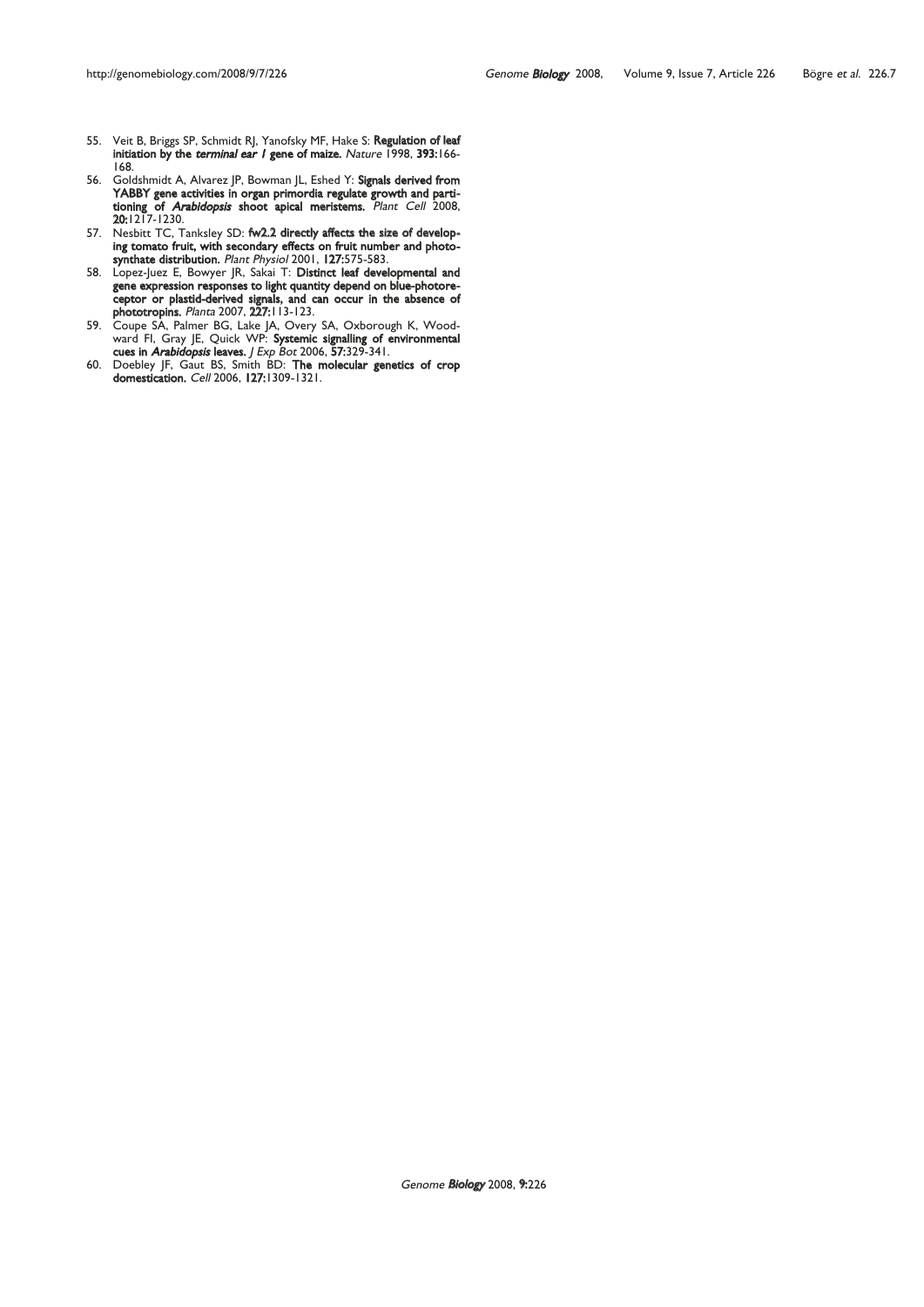55. Veit B, Briggs SP, Schmidt RJ, Yanofsky MF, Hake S: **Regulation of leaf initiation by the *terminal ear 1* gene of maize.** *Nature* 1998, **393:**166-168.
56. Goldshmidt A, Alvarez JP, Bowman JL, Eshed Y: **Signals derived from YABBY gene activities in organ primordia regulate growth and partitioning of *Arabidopsis* shoot apical meristems.** *Plant Cell* 2008, **20:**1217-1230.
57. Nesbitt TC, Tanksley SD: **fw2.2 directly affects the size of developing tomato fruit, with secondary effects on fruit number and photosynthate distribution.** *Plant Physiol* 2001, **127:**575-583.
58. Lopez-Juez E, Bowyer JR, Sakai T: **Distinct leaf developmental and gene expression responses to light quantity depend on blue-photoreceptor or plastid-derived signals, and can occur in the absence of phototropins.** *Planta* 2007, **227:**113-123.
59. Coupe SA, Palmer BG, Lake JA, Overy SA, Oxborough K, Woodward FI, Gray JE, Quick WP: **Systemic signalling of environmental cues in *Arabidopsis* leaves.** *J Exp Bot* 2006, **57:**329-341.
60. Doebley JF, Gaut BS, Smith BD: **The molecular genetics of crop domestication.** *Cell* 2006, **127:**1309-1321.